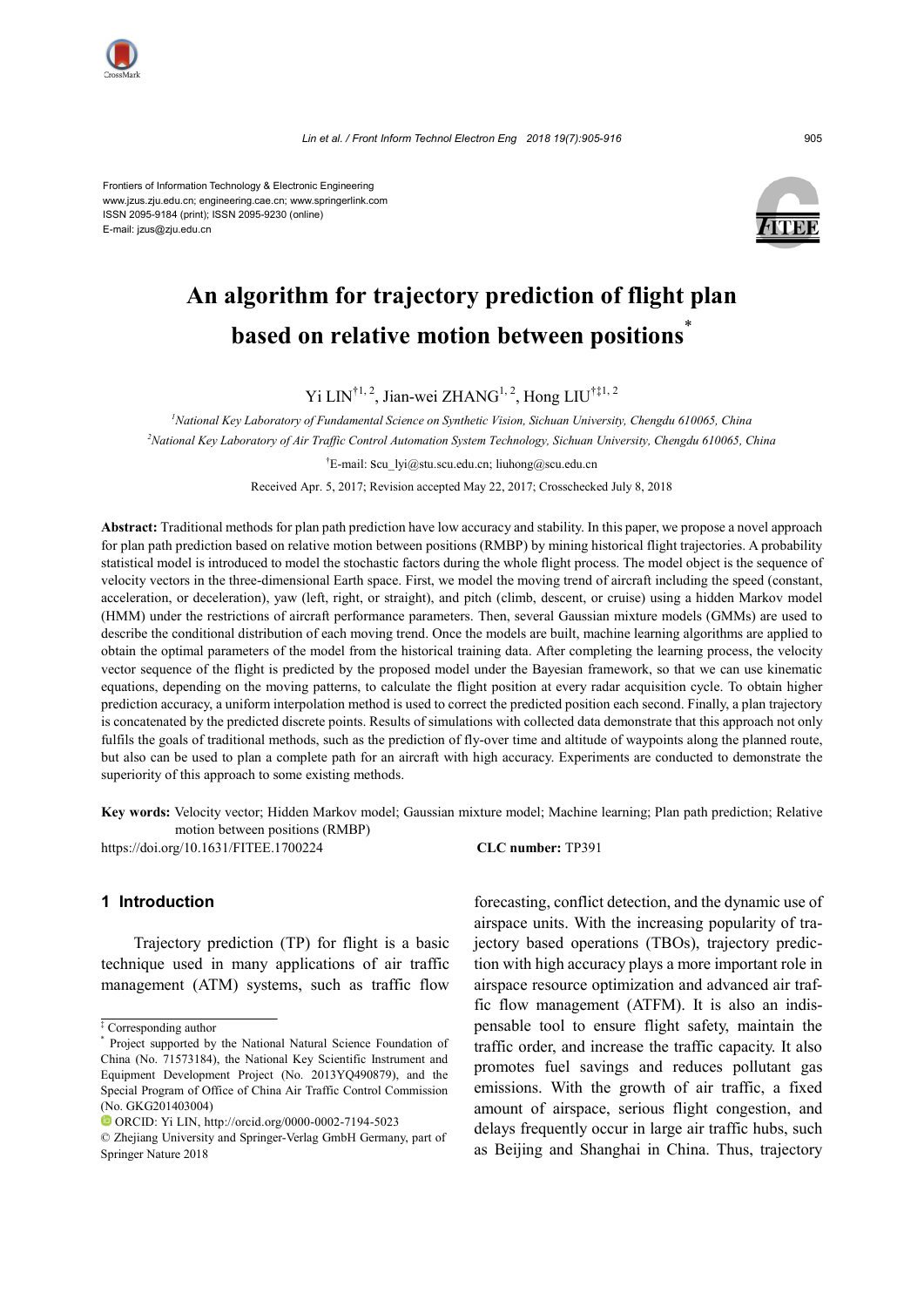Frontiers of Information Technology & Electronic Engineering
www.jzus.zju.edu.cn; engineering.cae.cn; www.springerlink.com
ISSN 2095-9184 (print); ISSN 2095-9230 (online)
E-mail: jzus@zju.edu.cn

# An algorithm for trajectory prediction of flight plan based on relative motion between positions[*]

Yi LIN[†1, 2], Jian-wei ZHANG[1, 2], Hong LIU[†‡1, 2]

[1]*National Key Laboratory of Fundamental Science on Synthetic Vision, Sichuan University, Chengdu 610065, China*

[2]*National Key Laboratory of Air Traffic Control Automation System Technology, Sichuan University, Chengdu 610065, China*

[†]E-mail: scu_lyi@stu.scu.edu.cn; liuhong@scu.edu.cn

Received Apr. 5, 2017; Revision accepted May 22, 2017; Crosschecked July 8, 2018

**Abstract:** Traditional methods for plan path prediction have low accuracy and stability. In this paper, we propose a novel approach for plan path prediction based on relative motion between positions (RMBP) by mining historical flight trajectories. A probability statistical model is introduced to model the stochastic factors during the whole flight process. The model object is the sequence of velocity vectors in the three-dimensional Earth space. First, we model the moving trend of aircraft including the speed (constant, acceleration, or deceleration), yaw (left, right, or straight), and pitch (climb, descent, or cruise) using a hidden Markov model (HMM) under the restrictions of aircraft performance parameters. Then, several Gaussian mixture models (GMMs) are used to describe the conditional distribution of each moving trend. Once the models are built, machine learning algorithms are applied to obtain the optimal parameters of the model from the historical training data. After completing the learning process, the velocity vector sequence of the flight is predicted by the proposed model under the Bayesian framework, so that we can use kinematic equations, depending on the moving patterns, to calculate the flight position at every radar acquisition cycle. To obtain higher prediction accuracy, a uniform interpolation method is used to correct the predicted position each second. Finally, a plan trajectory is concatenated by the predicted discrete points. Results of simulations with collected data demonstrate that this approach not only fulfils the goals of traditional methods, such as the prediction of fly-over time and altitude of waypoints along the planned route, but also can be used to plan a complete path for an aircraft with high accuracy. Experiments are conducted to demonstrate the superiority of this approach to some existing methods.

**Key words:** Velocity vector; Hidden Markov model; Gaussian mixture model; Machine learning; Plan path prediction; Relative motion between positions (RMBP)

https://doi.org/10.1631/FITEE.1700224 **CLC number:** TP391

## 1 Introduction

Trajectory prediction (TP) for flight is a basic technique used in many applications of air traffic management (ATM) systems, such as traffic flow forecasting, conflict detection, and the dynamic use of airspace units. With the increasing popularity of trajectory based operations (TBOs), trajectory prediction with high accuracy plays a more important role in airspace resource optimization and advanced air traffic flow management (ATFM). It is also an indispensable tool to ensure flight safety, maintain the traffic order, and increase the traffic capacity. It also promotes fuel savings and reduces pollutant gas emissions. With the growth of air traffic, a fixed amount of airspace, serious flight congestion, and delays frequently occur in large air traffic hubs, such as Beijing and Shanghai in China. Thus, trajectory

---

[‡] Corresponding author

[*] Project supported by the National Natural Science Foundation of China (No. 71573184), the National Key Scientific Instrument and Equipment Development Project (No. 2013YQ490879), and the Special Program of Office of China Air Traffic Control Commission (No. GKG201403004)

ORCID: Yi LIN, http://orcid.org/0000-0002-7194-5023

© Zhejiang University and Springer-Verlag GmbH Germany, part of Springer Nature 2018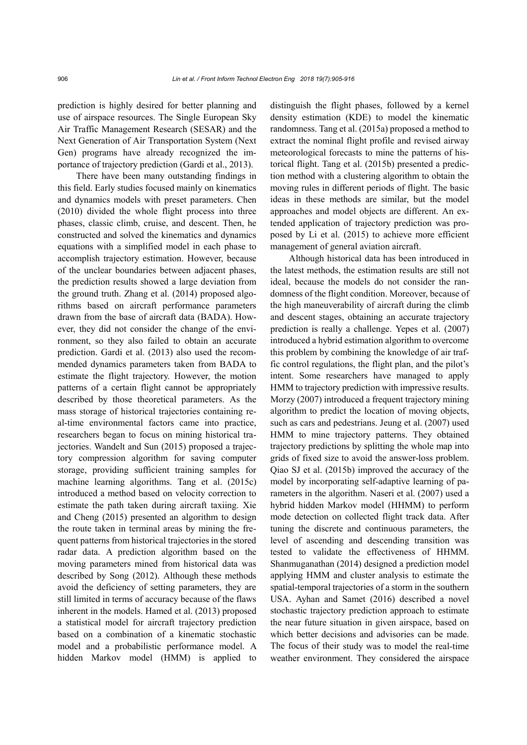prediction is highly desired for better planning and use of airspace resources. The Single European Sky Air Traffic Management Research (SESAR) and the Next Generation of Air Transportation System (Next Gen) programs have already recognized the importance of trajectory prediction (Gardi et al., 2013).

There have been many outstanding findings in this field. Early studies focused mainly on kinematics and dynamics models with preset parameters. Chen (2010) divided the whole flight process into three phases, classic climb, cruise, and descent. Then, he constructed and solved the kinematics and dynamics equations with a simplified model in each phase to accomplish trajectory estimation. However, because of the unclear boundaries between adjacent phases, the prediction results showed a large deviation from the ground truth. Zhang et al. (2014) proposed algorithms based on aircraft performance parameters drawn from the base of aircraft data (BADA). However, they did not consider the change of the environment, so they also failed to obtain an accurate prediction. Gardi et al. (2013) also used the recommended dynamics parameters taken from BADA to estimate the flight trajectory. However, the motion patterns of a certain flight cannot be appropriately described by those theoretical parameters. As the mass storage of historical trajectories containing real-time environmental factors came into practice, researchers began to focus on mining historical trajectories. Wandelt and Sun (2015) proposed a trajectory compression algorithm for saving computer storage, providing sufficient training samples for machine learning algorithms. Tang et al. (2015c) introduced a method based on velocity correction to estimate the path taken during aircraft taxiing. Xie and Cheng (2015) presented an algorithm to design the route taken in terminal areas by mining the frequent patterns from historical trajectories in the stored radar data. A prediction algorithm based on the moving parameters mined from historical data was described by Song (2012). Although these methods avoid the deficiency of setting parameters, they are still limited in terms of accuracy because of the flaws inherent in the models. Hamed et al. (2013) proposed a statistical model for aircraft trajectory prediction based on a combination of a kinematic stochastic model and a probabilistic performance model. A hidden Markov model (HMM) is applied to distinguish the flight phases, followed by a kernel density estimation (KDE) to model the kinematic randomness. Tang et al. (2015a) proposed a method to extract the nominal flight profile and revised airway meteorological forecasts to mine the patterns of historical flight. Tang et al. (2015b) presented a prediction method with a clustering algorithm to obtain the moving rules in different periods of flight. The basic ideas in these methods are similar, but the model approaches and model objects are different. An extended application of trajectory prediction was proposed by Li et al. (2015) to achieve more efficient management of general aviation aircraft.

Although historical data has been introduced in the latest methods, the estimation results are still not ideal, because the models do not consider the randomness of the flight condition. Moreover, because of the high maneuverability of aircraft during the climb and descent stages, obtaining an accurate trajectory prediction is really a challenge. Yepes et al. (2007) introduced a hybrid estimation algorithm to overcome this problem by combining the knowledge of air traffic control regulations, the flight plan, and the pilot's intent. Some researchers have managed to apply HMM to trajectory prediction with impressive results. Morzy (2007) introduced a frequent trajectory mining algorithm to predict the location of moving objects, such as cars and pedestrians. Jeung et al. (2007) used HMM to mine trajectory patterns. They obtained trajectory predictions by splitting the whole map into grids of fixed size to avoid the answer-loss problem. Qiao SJ et al. (2015b) improved the accuracy of the model by incorporating self-adaptive learning of parameters in the algorithm. Naseri et al. (2007) used a hybrid hidden Markov model (HHMM) to perform mode detection on collected flight track data. After tuning the discrete and continuous parameters, the level of ascending and descending transition was tested to validate the effectiveness of HHMM. Shanmuganathan (2014) designed a prediction model applying HMM and cluster analysis to estimate the spatial-temporal trajectories of a storm in the southern USA. Ayhan and Samet (2016) described a novel stochastic trajectory prediction approach to estimate the near future situation in given airspace, based on which better decisions and advisories can be made. The focus of their study was to model the real-time weather environment. They considered the airspace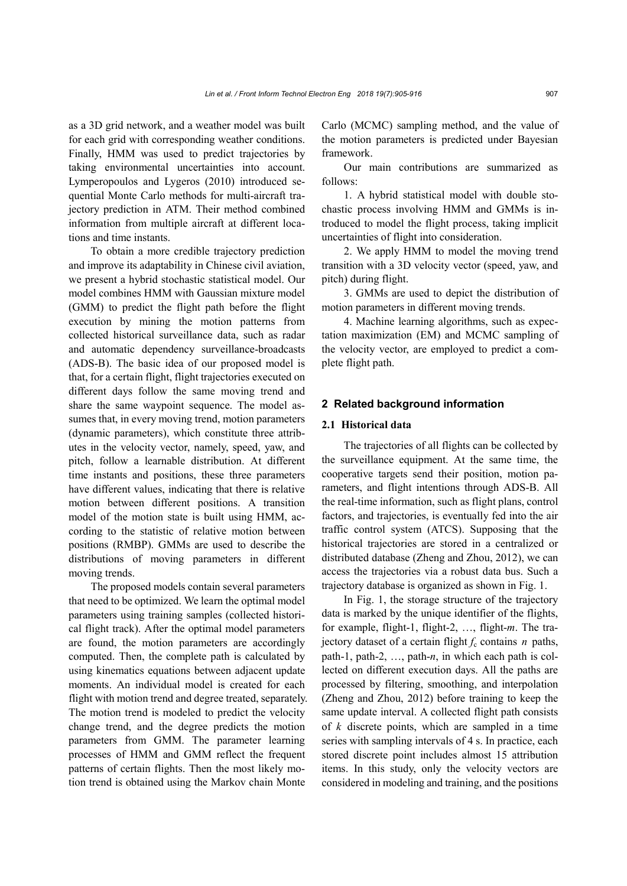as a 3D grid network, and a weather model was built for each grid with corresponding weather conditions. Finally, HMM was used to predict trajectories by taking environmental uncertainties into account. Lymperopoulos and Lygeros (2010) introduced sequential Monte Carlo methods for multi-aircraft trajectory prediction in ATM. Their method combined information from multiple aircraft at different locations and time instants.

To obtain a more credible trajectory prediction and improve its adaptability in Chinese civil aviation, we present a hybrid stochastic statistical model. Our model combines HMM with Gaussian mixture model (GMM) to predict the flight path before the flight execution by mining the motion patterns from collected historical surveillance data, such as radar and automatic dependency surveillance-broadcasts (ADS-B). The basic idea of our proposed model is that, for a certain flight, flight trajectories executed on different days follow the same moving trend and share the same waypoint sequence. The model assumes that, in every moving trend, motion parameters (dynamic parameters), which constitute three attributes in the velocity vector, namely, speed, yaw, and pitch, follow a learnable distribution. At different time instants and positions, these three parameters have different values, indicating that there is relative motion between different positions. A transition model of the motion state is built using HMM, according to the statistic of relative motion between positions (RMBP). GMMs are used to describe the distributions of moving parameters in different moving trends.

The proposed models contain several parameters that need to be optimized. We learn the optimal model parameters using training samples (collected historical flight track). After the optimal model parameters are found, the motion parameters are accordingly computed. Then, the complete path is calculated by using kinematics equations between adjacent update moments. An individual model is created for each flight with motion trend and degree treated, separately. The motion trend is modeled to predict the velocity change trend, and the degree predicts the motion parameters from GMM. The parameter learning processes of HMM and GMM reflect the frequent patterns of certain flights. Then the most likely motion trend is obtained using the Markov chain Monte Carlo (MCMC) sampling method, and the value of the motion parameters is predicted under Bayesian framework.

Our main contributions are summarized as follows:

1. A hybrid statistical model with double stochastic process involving HMM and GMMs is introduced to model the flight process, taking implicit uncertainties of flight into consideration.

2. We apply HMM to model the moving trend transition with a 3D velocity vector (speed, yaw, and pitch) during flight.

3. GMMs are used to depict the distribution of motion parameters in different moving trends.

4. Machine learning algorithms, such as expectation maximization (EM) and MCMC sampling of the velocity vector, are employed to predict a complete flight path.

## 2 Related background information

### 2.1 Historical data

The trajectories of all flights can be collected by the surveillance equipment. At the same time, the cooperative targets send their position, motion parameters, and flight intentions through ADS-B. All the real-time information, such as flight plans, control factors, and trajectories, is eventually fed into the air traffic control system (ATCS). Supposing that the historical trajectories are stored in a centralized or distributed database (Zheng and Zhou, 2012), we can access the trajectories via a robust data bus. Such a trajectory database is organized as shown in Fig. 1.

In Fig. 1, the storage structure of the trajectory data is marked by the unique identifier of the flights, for example, flight-1, flight-2, …, flight-$m$. The trajectory dataset of a certain flight $f_c$ contains $n$ paths, path-1, path-2, …, path-$n$, in which each path is collected on different execution days. All the paths are processed by filtering, smoothing, and interpolation (Zheng and Zhou, 2012) before training to keep the same update interval. A collected flight path consists of $k$ discrete points, which are sampled in a time series with sampling intervals of 4 s. In practice, each stored discrete point includes almost 15 attribution items. In this study, only the velocity vectors are considered in modeling and training, and the positions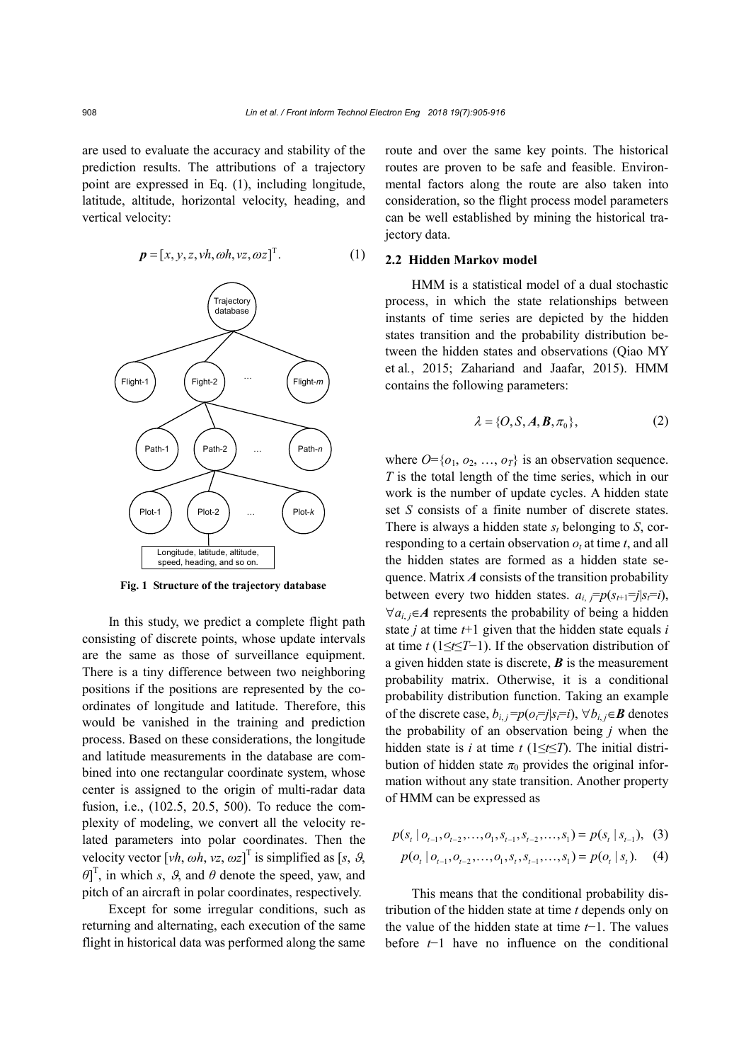are used to evaluate the accuracy and stability of the prediction results. The attributions of a trajectory point are expressed in Eq. (1), including longitude, latitude, altitude, horizontal velocity, heading, and vertical velocity:

$$\boldsymbol{p} = [x, y, z, vh, \omega h, vz, \omega z]^{\mathrm{T}}. \tag{1}$$

Fig. 1 Structure of the trajectory database

In this study, we predict a complete flight path consisting of discrete points, whose update intervals are the same as those of surveillance equipment. There is a tiny difference between two neighboring positions if the positions are represented by the coordinates of longitude and latitude. Therefore, this would be vanished in the training and prediction process. Based on these considerations, the longitude and latitude measurements in the database are combined into one rectangular coordinate system, whose center is assigned to the origin of multi-radar data fusion, i.e., (102.5, 20.5, 500). To reduce the complexity of modeling, we convert all the velocity related parameters into polar coordinates. Then the velocity vector $[vh, \omega h, vz, \omega z]^{\mathrm{T}}$ is simplified as $[s, \vartheta, \theta]^{\mathrm{T}}$, in which $s$, $\vartheta$, and $\theta$ denote the speed, yaw, and pitch of an aircraft in polar coordinates, respectively.

Except for some irregular conditions, such as returning and alternating, each execution of the same flight in historical data was performed along the same route and over the same key points. The historical routes are proven to be safe and feasible. Environmental factors along the route are also taken into consideration, so the flight process model parameters can be well established by mining the historical trajectory data.

### 2.2 Hidden Markov model

HMM is a statistical model of a dual stochastic process, in which the state relationships between instants of time series are depicted by the hidden states transition and the probability distribution between the hidden states and observations (Qiao MY et al., 2015; Zahariand and Jaafar, 2015). HMM contains the following parameters:

$$\lambda = \{O, S, \boldsymbol{A}, \boldsymbol{B}, \pi_0\}, \tag{2}$$

where $O=\{o_1, o_2, \ldots, o_T\}$ is an observation sequence. $T$ is the total length of the time series, which in our work is the number of update cycles. A hidden state set $S$ consists of a finite number of discrete states. There is always a hidden state $s_t$ belonging to $S$, corresponding to a certain observation $o_t$ at time $t$, and all the hidden states are formed as a hidden state sequence. Matrix $\boldsymbol{A}$ consists of the transition probability between every two hidden states. $a_{i,j}=p(s_{t+1}=j|s_t=i)$, $\forall a_{i,j}\in\boldsymbol{A}$ represents the probability of being a hidden state $j$ at time $t$+1 given that the hidden state equals $i$ at time $t$ ($1\le t\le T-1$). If the observation distribution of a given hidden state is discrete, $\boldsymbol{B}$ is the measurement probability matrix. Otherwise, it is a conditional probability distribution function. Taking an example of the discrete case, $b_{i,j}=p(o_t=j|s_t=i)$, $\forall b_{i,j}\in\boldsymbol{B}$ denotes the probability of an observation being $j$ when the hidden state is $i$ at time $t$ ($1\le t\le T$). The initial distribution of hidden state $\pi_0$ provides the original information without any state transition. Another property of HMM can be expressed as

$$p(s_t \mid o_{t-1}, o_{t-2}, \ldots, o_1, s_{t-1}, s_{t-2}, \ldots, s_1) = p(s_t \mid s_{t-1}), \tag{3}$$

$$p(o_t \mid o_{t-1}, o_{t-2}, \ldots, o_1, s_t, s_{t-1}, \ldots, s_1) = p(o_t \mid s_t). \tag{4}$$

This means that the conditional probability distribution of the hidden state at time $t$ depends only on the value of the hidden state at time $t$−1. The values before $t$−1 have no influence on the conditional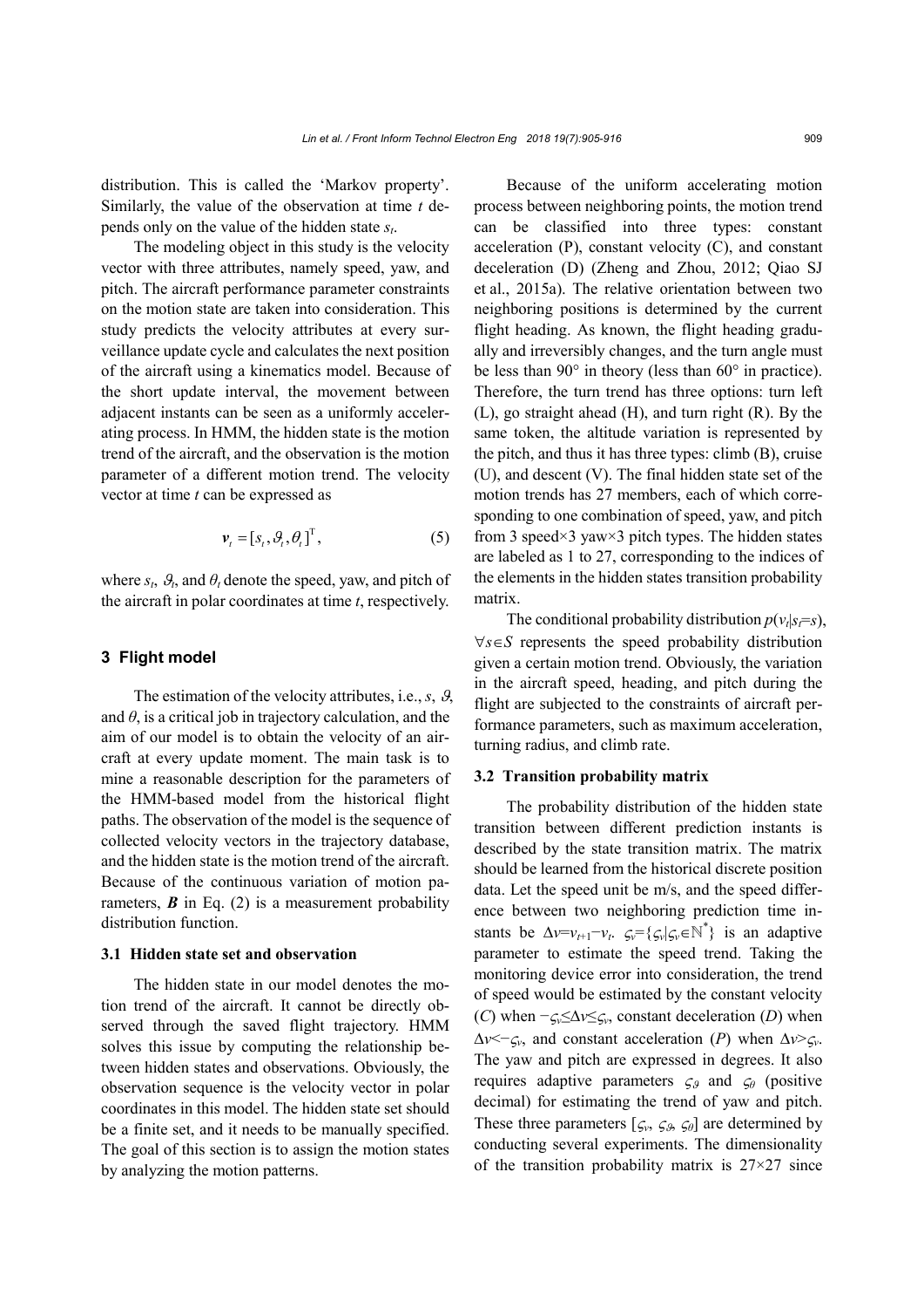distribution. This is called the 'Markov property'. Similarly, the value of the observation at time $t$ depends only on the value of the hidden state $s_t$.

The modeling object in this study is the velocity vector with three attributes, namely speed, yaw, and pitch. The aircraft performance parameter constraints on the motion state are taken into consideration. This study predicts the velocity attributes at every surveillance update cycle and calculates the next position of the aircraft using a kinematics model. Because of the short update interval, the movement between adjacent instants can be seen as a uniformly accelerating process. In HMM, the hidden state is the motion trend of the aircraft, and the observation is the motion parameter of a different motion trend. The velocity vector at time $t$ can be expressed as

$$\boldsymbol{v}_t = [s_t, \vartheta_t, \theta_t]^{\mathrm{T}}, \tag{5}$$

where $s_t$, $\vartheta_t$, and $\theta_t$ denote the speed, yaw, and pitch of the aircraft in polar coordinates at time $t$, respectively.

## 3 Flight model

The estimation of the velocity attributes, i.e., $s$, $\vartheta$, and $\theta$, is a critical job in trajectory calculation, and the aim of our model is to obtain the velocity of an aircraft at every update moment. The main task is to mine a reasonable description for the parameters of the HMM-based model from the historical flight paths. The observation of the model is the sequence of collected velocity vectors in the trajectory database, and the hidden state is the motion trend of the aircraft. Because of the continuous variation of motion parameters, $\boldsymbol{B}$ in Eq. (2) is a measurement probability distribution function.

### 3.1 Hidden state set and observation

The hidden state in our model denotes the motion trend of the aircraft. It cannot be directly observed through the saved flight trajectory. HMM solves this issue by computing the relationship between hidden states and observations. Obviously, the observation sequence is the velocity vector in polar coordinates in this model. The hidden state set should be a finite set, and it needs to be manually specified. The goal of this section is to assign the motion states by analyzing the motion patterns.

Because of the uniform accelerating motion process between neighboring points, the motion trend can be classified into three types: constant acceleration (P), constant velocity (C), and constant deceleration (D) (Zheng and Zhou, 2012; Qiao SJ et al., 2015a). The relative orientation between two neighboring positions is determined by the current flight heading. As known, the flight heading gradually and irreversibly changes, and the turn angle must be less than 90° in theory (less than 60° in practice). Therefore, the turn trend has three options: turn left (L), go straight ahead (H), and turn right (R). By the same token, the altitude variation is represented by the pitch, and thus it has three types: climb (B), cruise (U), and descent (V). The final hidden state set of the motion trends has 27 members, each of which corresponding to one combination of speed, yaw, and pitch from 3 speed×3 yaw×3 pitch types. The hidden states are labeled as 1 to 27, corresponding to the indices of the elements in the hidden states transition probability matrix.

The conditional probability distribution $p(v_t|s_t=s)$, $\forall s\in S$ represents the speed probability distribution given a certain motion trend. Obviously, the variation in the aircraft speed, heading, and pitch during the flight are subjected to the constraints of aircraft performance parameters, such as maximum acceleration, turning radius, and climb rate.

### 3.2 Transition probability matrix

The probability distribution of the hidden state transition between different prediction instants is described by the state transition matrix. The matrix should be learned from the historical discrete position data. Let the speed unit be m/s, and the speed difference between two neighboring prediction time instants be $\Delta v=v_{t+1}-v_t$. $\varsigma_v=\{\varsigma_v|\varsigma_v\in\mathbb{N}^*\}$ is an adaptive parameter to estimate the speed trend. Taking the monitoring device error into consideration, the trend of speed would be estimated by the constant velocity ($C$) when $-\varsigma_v\leq\Delta v\leq\varsigma_v$, constant deceleration ($D$) when $\Delta v<-\varsigma_v$, and constant acceleration ($P$) when $\Delta v>\varsigma_v$. The yaw and pitch are expressed in degrees. It also requires adaptive parameters $\varsigma_\vartheta$ and $\varsigma_\theta$ (positive decimal) for estimating the trend of yaw and pitch. These three parameters $[\varsigma_v, \varsigma_\vartheta, \varsigma_\theta]$ are determined by conducting several experiments. The dimensionality of the transition probability matrix is 27×27 since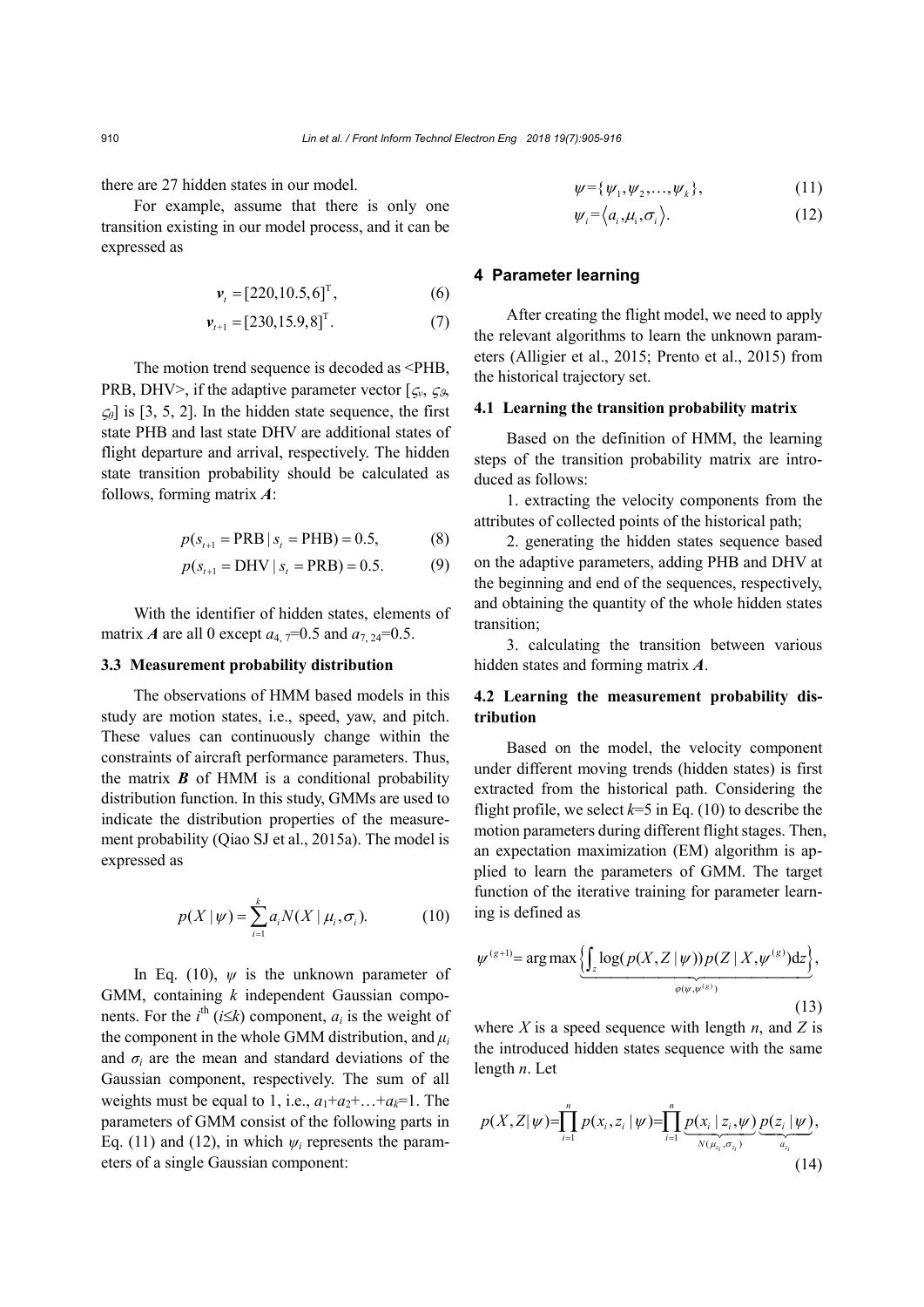there are 27 hidden states in our model.

For example, assume that there is only one transition existing in our model process, and it can be expressed as

$$\boldsymbol{v}_t = [220, 10.5, 6]^{\mathrm{T}}, \tag{6}$$

$$\boldsymbol{v}_{t+1} = [230, 15.9, 8]^{\mathrm{T}}. \tag{7}$$

The motion trend sequence is decoded as <PHB, PRB, DHV>, if the adaptive parameter vector [$\varsigma_v$, $\varsigma_\vartheta$, $\varsigma_\theta$] is [3, 5, 2]. In the hidden state sequence, the first state PHB and last state DHV are additional states of flight departure and arrival, respectively. The hidden state transition probability should be calculated as follows, forming matrix $\boldsymbol{A}$:

$$p(s_{t+1} = \mathrm{PRB} \mid s_t = \mathrm{PHB}) = 0.5, \tag{8}$$

$$p(s_{t+1} = \mathrm{DHV} \mid s_t = \mathrm{PRB}) = 0.5. \tag{9}$$

With the identifier of hidden states, elements of matrix $\boldsymbol{A}$ are all 0 except $a_{4,7}$=0.5 and $a_{7,24}$=0.5.

### 3.3 Measurement probability distribution

The observations of HMM based models in this study are motion states, i.e., speed, yaw, and pitch. These values can continuously change within the constraints of aircraft performance parameters. Thus, the matrix $\boldsymbol{B}$ of HMM is a conditional probability distribution function. In this study, GMMs are used to indicate the distribution properties of the measurement probability (Qiao SJ et al., 2015a). The model is expressed as

$$p(X \mid \psi) = \sum_{i=1}^{k} a_i N(X \mid \mu_i, \sigma_i). \tag{10}$$

In Eq. (10), $\psi$ is the unknown parameter of GMM, containing $k$ independent Gaussian components. For the $i^{\text{th}}$ ($i \le k$) component, $a_i$ is the weight of the component in the whole GMM distribution, and $\mu_i$ and $\sigma_i$ are the mean and standard deviations of the Gaussian component, respectively. The sum of all weights must be equal to 1, i.e., $a_1+a_2+\ldots+a_k=1$. The parameters of GMM consist of the following parts in Eq. (11) and (12), in which $\psi_i$ represents the parameters of a single Gaussian component:

$$\psi = \{\psi_1, \psi_2, \ldots, \psi_k\}, \tag{11}$$

$$\psi_i = \langle a_i, \mu_i, \sigma_i \rangle. \tag{12}$$

## 4 Parameter learning

After creating the flight model, we need to apply the relevant algorithms to learn the unknown parameters (Alligier et al., 2015; Prento et al., 2015) from the historical trajectory set.

### 4.1 Learning the transition probability matrix

Based on the definition of HMM, the learning steps of the transition probability matrix are introduced as follows:

1. extracting the velocity components from the attributes of collected points of the historical path;

2. generating the hidden states sequence based on the adaptive parameters, adding PHB and DHV at the beginning and end of the sequences, respectively, and obtaining the quantity of the whole hidden states transition;

3. calculating the transition between various hidden states and forming matrix $\boldsymbol{A}$.

### 4.2 Learning the measurement probability distribution

Based on the model, the velocity component under different moving trends (hidden states) is first extracted from the historical path. Considering the flight profile, we select $k$=5 in Eq. (10) to describe the motion parameters during different flight stages. Then, an expectation maximization (EM) algorithm is applied to learn the parameters of GMM. The target function of the iterative training for parameter learning is defined as

$$\psi^{(g+1)} = \arg\max \underbrace{\left\{ \int_z \log(p(X, Z \mid \psi)) p(Z \mid X, \psi^{(g)}) \mathrm{d}z \right\}}_{\varphi(\psi, \psi^{(g)})}, \tag{13}$$

where $X$ is a speed sequence with length $n$, and $Z$ is the introduced hidden states sequence with the same length $n$. Let

$$p(X, Z \mid \psi) = \prod_{i=1}^{n} p(x_i, z_i \mid \psi) = \prod_{i=1}^{n} \underbrace{p(x_i \mid z_i, \psi)}_{N(\mu_{z_i}, \sigma_{z_i})} \underbrace{p(z_i \mid \psi)}_{a_{z_i}}, \tag{14}$$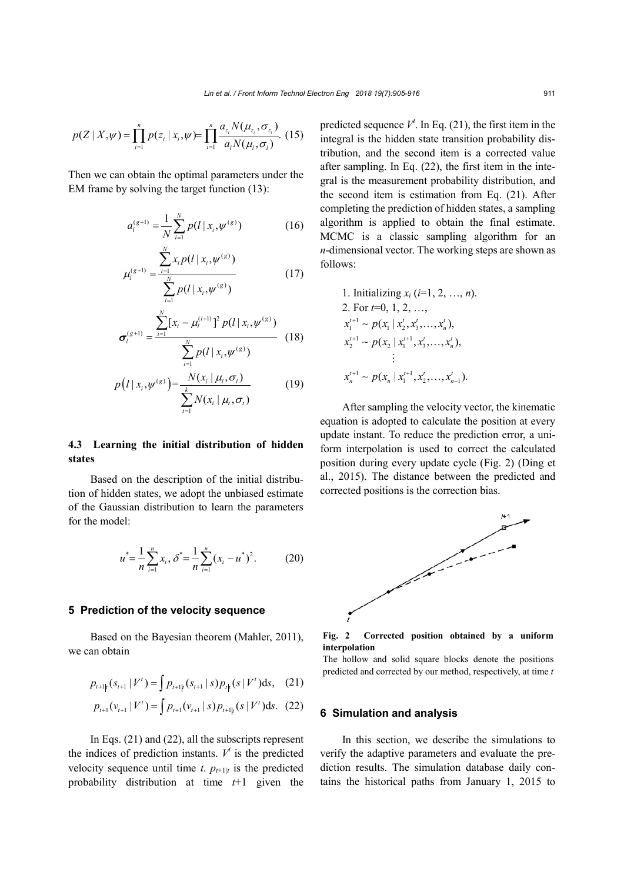$$p(Z \mid X, \psi) = \prod_{i=1}^{n} p(z_i \mid x_i, \psi) = \prod_{i=1}^{n} \frac{a_{z_i} N(\mu_{z_i}, \sigma_{z_i})}{a_l N(\mu_l, \sigma_l)}. \quad (15)$$

Then we can obtain the optimal parameters under the EM frame by solving the target function (13):

$$a_l^{(g+1)} = \frac{1}{N} \sum_{i=1}^{N} p(l \mid x_i, \psi^{(g)}) \quad (16)$$

$$\mu_l^{(g+1)} = \frac{\sum_{i=1}^{N} x_i p(l \mid x_i, \psi^{(g)})}{\sum_{i=1}^{N} p(l \mid x_i, \psi^{(g)})} \quad (17)$$

$$\boldsymbol{\sigma}_l^{(g+1)} = \frac{\sum_{i=1}^{N} [x_i - \mu_l^{(i+1)}]^2 p(l \mid x_i, \psi^{(g)})}{\sum_{i=1}^{N} p(l \mid x_i, \psi^{(g)})} \quad (18)$$

$$p\left(l \mid x_i, \psi^{(g)}\right) = \frac{N(x_i \mid \mu_l, \sigma_l)}{\sum_{t=1}^{k} N(x_i \mid \mu_t, \sigma_t)} \quad (19)$$

### 4.3 Learning the initial distribution of hidden states

Based on the description of the initial distribution of hidden states, we adopt the unbiased estimate of the Gaussian distribution to learn the parameters for the model:

$$u^* = \frac{1}{n} \sum_{i=1}^{n} x_i, \ \delta^* = \frac{1}{n} \sum_{i=1}^{n} (x_i - u^*)^2. \quad (20)$$

## 5 Prediction of the velocity sequence

Based on the Bayesian theorem (Mahler, 2011), we can obtain

$$p_{t+1|t}(s_{t+1} \mid V^t) = \int p_{t+1|t}(s_{t+1} \mid s) p_{t|t}(s \mid V^t) \mathrm{d}s, \quad (21)$$

$$p_{t+1}(v_{t+1} \mid V^t) = \int p_{t+1}(v_{t+1} \mid s) p_{t+1|t}(s \mid V^t) \mathrm{d}s. \quad (22)$$

In Eqs. (21) and (22), all the subscripts represent the indices of prediction instants. $V^t$ is the predicted velocity sequence until time $t$. $p_{t+1|t}$ is the predicted probability distribution at time $t$+1 given the predicted sequence $V^t$. In Eq. (21), the first item in the integral is the hidden state transition probability distribution, and the second item is a corrected value after sampling. In Eq. (22), the first item in the integral is the measurement probability distribution, and the second item is estimation from Eq. (21). After completing the prediction of hidden states, a sampling algorithm is applied to obtain the final estimate. MCMC is a classic sampling algorithm for an $n$-dimensional vector. The working steps are shown as follows:

1. Initializing $x_i$ ($i$=1, 2, …, $n$).
2. For $t$=0, 1, 2, …,

$$x_1^{t+1} \sim p(x_1 \mid x_2^t, x_3^t, \ldots, x_n^t),$$
$$x_2^{t+1} \sim p(x_2 \mid x_1^{t+1}, x_3^t, \ldots, x_n^t),$$
$$\vdots$$
$$x_n^{t+1} \sim p(x_n \mid x_1^{t+1}, x_2^t, \ldots, x_{n-1}^t).$$

After sampling the velocity vector, the kinematic equation is adopted to calculate the position at every update instant. To reduce the prediction error, a uniform interpolation is used to correct the calculated position during every update cycle (Fig. 2) (Ding et al., 2015). The distance between the predicted and corrected positions is the correction bias.

**Fig. 2 Corrected position obtained by a uniform interpolation**

The hollow and solid square blocks denote the positions predicted and corrected by our method, respectively, at time $t$

## 6 Simulation and analysis

In this section, we describe the simulations to verify the adaptive parameters and evaluate the prediction results. The simulation database daily contains the historical paths from January 1, 2015 to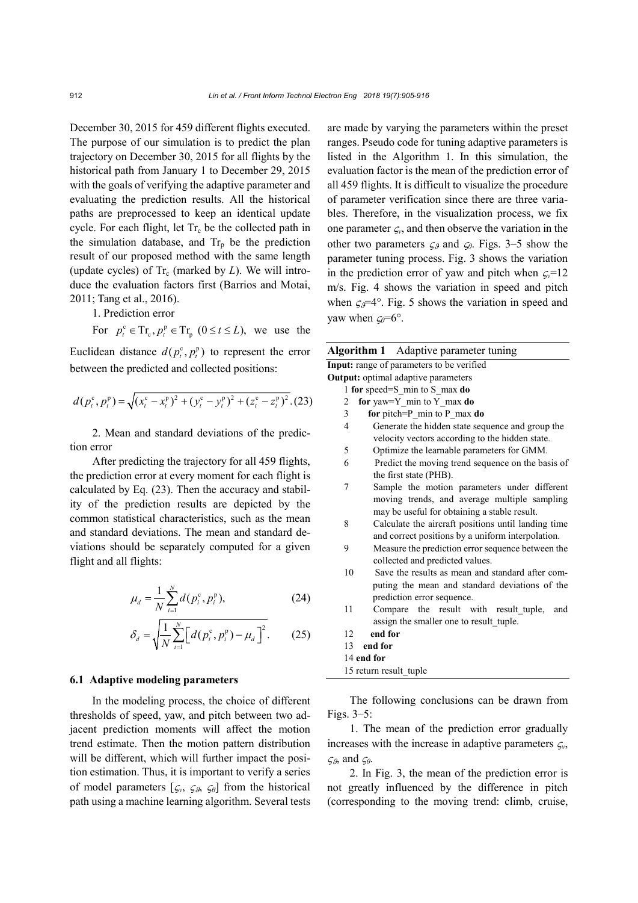December 30, 2015 for 459 different flights executed. The purpose of our simulation is to predict the plan trajectory on December 30, 2015 for all flights by the historical path from January 1 to December 29, 2015 with the goals of verifying the adaptive parameter and evaluating the prediction results. All the historical paths are preprocessed to keep an identical update cycle. For each flight, let $\mathrm{Tr_c}$ be the collected path in the simulation database, and $\mathrm{Tr_p}$ be the prediction result of our proposed method with the same length (update cycles) of $\mathrm{Tr_c}$ (marked by $L$). We will introduce the evaluation factors first (Barrios and Motai, 2011; Tang et al., 2016).

1. Prediction error

For $p_t^{\mathrm{c}} \in \mathrm{Tr_c}, p_t^{\mathrm{p}} \in \mathrm{Tr_p}$ $(0 \le t \le L)$, we use the Euclidean distance $d(p_t^{\mathrm{c}}, p_t^{\mathrm{p}})$ to represent the error between the predicted and collected positions:

$$d(p_t^{\mathrm{c}}, p_t^{\mathrm{p}}) = \sqrt{(x_t^{\mathrm{c}} - x_t^{\mathrm{p}})^2 + (y_t^{\mathrm{c}} - y_t^{\mathrm{p}})^2 + (z_t^{\mathrm{c}} - z_t^{\mathrm{p}})^2}. \tag{23}$$

2. Mean and standard deviations of the prediction error

After predicting the trajectory for all 459 flights, the prediction error at every moment for each flight is calculated by Eq. (23). Then the accuracy and stability of the prediction results are depicted by the common statistical characteristics, such as the mean and standard deviations. The mean and standard deviations should be separately computed for a given flight and all flights:

$$\mu_d = \frac{1}{N}\sum_{i=1}^{N} d(p_i^{\mathrm{c}}, p_i^{\mathrm{p}}), \tag{24}$$

$$\delta_d = \sqrt{\frac{1}{N}\sum_{i=1}^{N}\left[d(p_i^{\mathrm{c}}, p_i^{\mathrm{p}}) - \mu_d\right]^2}. \tag{25}$$

### 6.1 Adaptive modeling parameters

In the modeling process, the choice of different thresholds of speed, yaw, and pitch between two adjacent prediction moments will affect the motion trend estimate. Then the motion pattern distribution will be different, which will further impact the position estimation. Thus, it is important to verify a series of model parameters [$\varsigma_v$, $\varsigma_\vartheta$, $\varsigma_\theta$] from the historical path using a machine learning algorithm. Several tests are made by varying the parameters within the preset ranges. Pseudo code for tuning adaptive parameters is listed in the Algorithm 1. In this simulation, the evaluation factor is the mean of the prediction error of all 459 flights. It is difficult to visualize the procedure of parameter verification since there are three variables. Therefore, in the visualization process, we fix one parameter $\varsigma_v$, and then observe the variation in the other two parameters $\varsigma_\vartheta$ and $\varsigma_\theta$. Figs. 3–5 show the parameter tuning process. Fig. 3 shows the variation in the prediction error of yaw and pitch when $\varsigma_v$=12 m/s. Fig. 4 shows the variation in speed and pitch when $\varsigma_\vartheta$=4°. Fig. 5 shows the variation in speed and yaw when $\varsigma_\theta$=6°.

**Algorithm 1** Adaptive parameter tuning

**Input:** range of parameters to be verified
**Output:** optimal adaptive parameters

```
1 for speed=S_min to S_max do
2   for yaw=Y_min to Y_max do
3     for pitch=P_min to P_max do
4       Generate the hidden state sequence and group the
        velocity vectors according to the hidden state.
5       Optimize the learnable parameters for GMM.
6       Predict the moving trend sequence on the basis of
        the first state (PHB).
7       Sample the motion parameters under different
        moving trends, and average multiple sampling
        may be useful for obtaining a stable result.
8       Calculate the aircraft positions until landing time
        and correct positions by a uniform interpolation.
9       Measure the prediction error sequence between the
        collected and predicted values.
10      Save the results as mean and standard after computing
        the mean and standard deviations of the
        prediction error sequence.
11      Compare the result with result_tuple, and
        assign the smaller one to result_tuple.
12    end for
13  end for
14 end for
15 return result_tuple
```

The following conclusions can be drawn from Figs. 3–5:

1. The mean of the prediction error gradually increases with the increase in adaptive parameters $\varsigma_v$, $\varsigma_\vartheta$, and $\varsigma_\theta$.

2. In Fig. 3, the mean of the prediction error is not greatly influenced by the difference in pitch (corresponding to the moving trend: climb, cruise,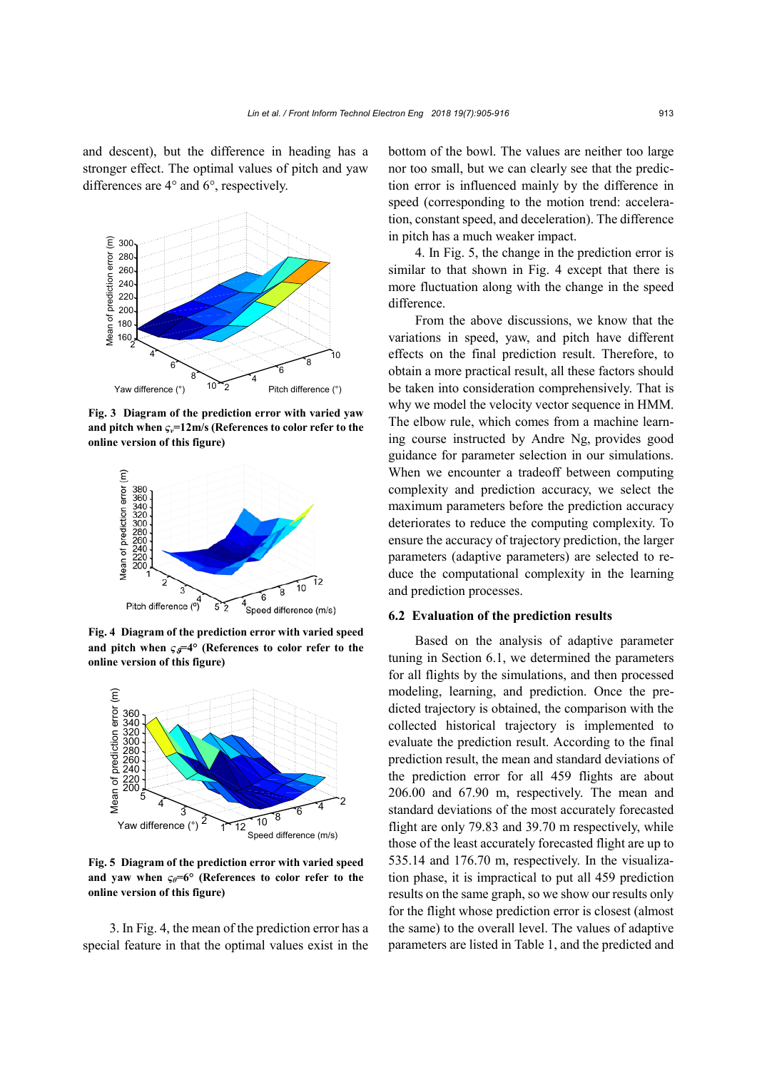and descent), but the difference in heading has a stronger effect. The optimal values of pitch and yaw differences are 4° and 6°, respectively.

**Fig. 3 Diagram of the prediction error with varied yaw and pitch when $\varsigma_v$=12m/s (References to color refer to the online version of this figure)**

**Fig. 4 Diagram of the prediction error with varied speed and pitch when $\varsigma_\vartheta$=4° (References to color refer to the online version of this figure)**

**Fig. 5 Diagram of the prediction error with varied speed and yaw when $\varsigma_\theta$=6° (References to color refer to the online version of this figure)**

3. In Fig. 4, the mean of the prediction error has a special feature in that the optimal values exist in the bottom of the bowl. The values are neither too large nor too small, but we can clearly see that the prediction error is influenced mainly by the difference in speed (corresponding to the motion trend: acceleration, constant speed, and deceleration). The difference in pitch has a much weaker impact.

4. In Fig. 5, the change in the prediction error is similar to that shown in Fig. 4 except that there is more fluctuation along with the change in the speed difference.

From the above discussions, we know that the variations in speed, yaw, and pitch have different effects on the final prediction result. Therefore, to obtain a more practical result, all these factors should be taken into consideration comprehensively. That is why we model the velocity vector sequence in HMM. The elbow rule, which comes from a machine learning course instructed by Andre Ng, provides good guidance for parameter selection in our simulations. When we encounter a tradeoff between computing complexity and prediction accuracy, we select the maximum parameters before the prediction accuracy deteriorates to reduce the computing complexity. To ensure the accuracy of trajectory prediction, the larger parameters (adaptive parameters) are selected to reduce the computational complexity in the learning and prediction processes.

### 6.2 Evaluation of the prediction results

Based on the analysis of adaptive parameter tuning in Section 6.1, we determined the parameters for all flights by the simulations, and then processed modeling, learning, and prediction. Once the predicted trajectory is obtained, the comparison with the collected historical trajectory is implemented to evaluate the prediction result. According to the final prediction result, the mean and standard deviations of the prediction error for all 459 flights are about 206.00 and 67.90 m, respectively. The mean and standard deviations of the most accurately forecasted flight are only 79.83 and 39.70 m respectively, while those of the least accurately forecasted flight are up to 535.14 and 176.70 m, respectively. In the visualization phase, it is impractical to put all 459 prediction results on the same graph, so we show our results only for the flight whose prediction error is closest (almost the same) to the overall level. The values of adaptive parameters are listed in Table 1, and the predicted and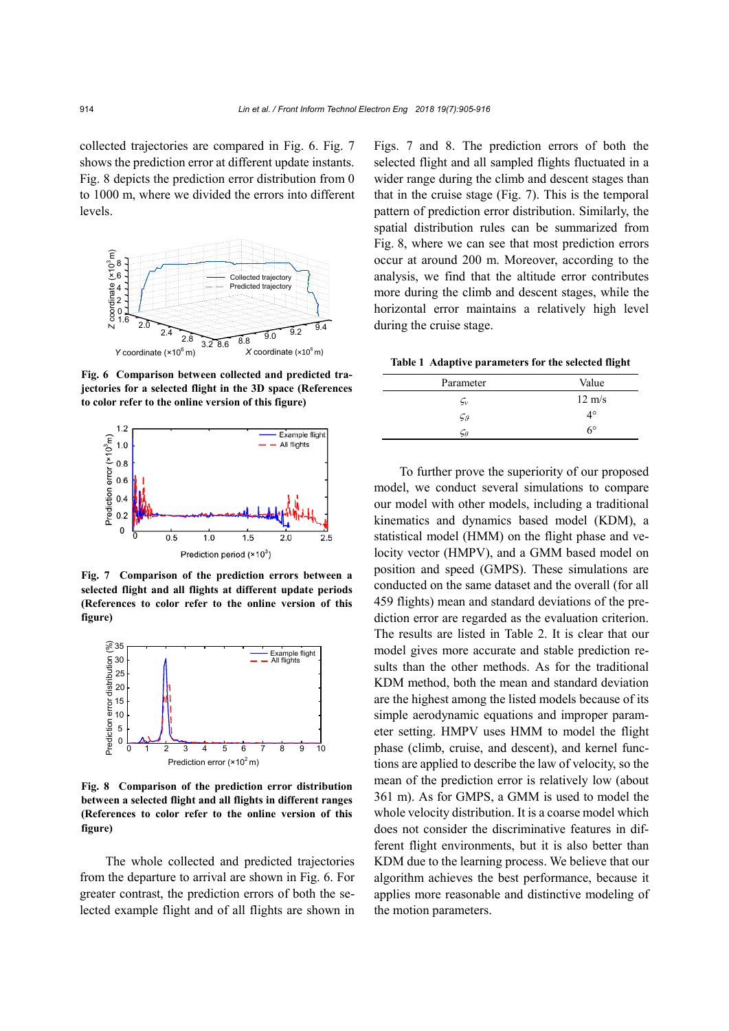collected trajectories are compared in Fig. 6. Fig. 7 shows the prediction error at different update instants. Fig. 8 depicts the prediction error distribution from 0 to 1000 m, where we divided the errors into different levels.

**Fig. 6 Comparison between collected and predicted trajectories for a selected flight in the 3D space (References to color refer to the online version of this figure)**

**Fig. 7 Comparison of the prediction errors between a selected flight and all flights at different update periods (References to color refer to the online version of this figure)**

**Fig. 8 Comparison of the prediction error distribution between a selected flight and all flights in different ranges (References to color refer to the online version of this figure)**

The whole collected and predicted trajectories from the departure to arrival are shown in Fig. 6. For greater contrast, the prediction errors of both the selected example flight and of all flights are shown in Figs. 7 and 8. The prediction errors of both the selected flight and all sampled flights fluctuated in a wider range during the climb and descent stages than that in the cruise stage (Fig. 7). This is the temporal pattern of prediction error distribution. Similarly, the spatial distribution rules can be summarized from Fig. 8, where we can see that most prediction errors occur at around 200 m. Moreover, according to the analysis, we find that the altitude error contributes more during the climb and descent stages, while the horizontal error maintains a relatively high level during the cruise stage.

**Table 1 Adaptive parameters for the selected flight**

| Parameter | Value |
| --- | --- |
| $\varsigma_v$ | 12 m/s |
| $\varsigma_\vartheta$ | 4° |
| $\varsigma_\theta$ | 6° |

To further prove the superiority of our proposed model, we conduct several simulations to compare our model with other models, including a traditional kinematics and dynamics based model (KDM), a statistical model (HMM) on the flight phase and velocity vector (HMPV), and a GMM based model on position and speed (GMPS). These simulations are conducted on the same dataset and the overall (for all 459 flights) mean and standard deviations of the prediction error are regarded as the evaluation criterion. The results are listed in Table 2. It is clear that our model gives more accurate and stable prediction results than the other methods. As for the traditional KDM method, both the mean and standard deviation are the highest among the listed models because of its simple aerodynamic equations and improper parameter setting. HMPV uses HMM to model the flight phase (climb, cruise, and descent), and kernel functions are applied to describe the law of velocity, so the mean of the prediction error is relatively low (about 361 m). As for GMPS, a GMM is used to model the whole velocity distribution. It is a coarse model which does not consider the discriminative features in different flight environments, but it is also better than KDM due to the learning process. We believe that our algorithm achieves the best performance, because it applies more reasonable and distinctive modeling of the motion parameters.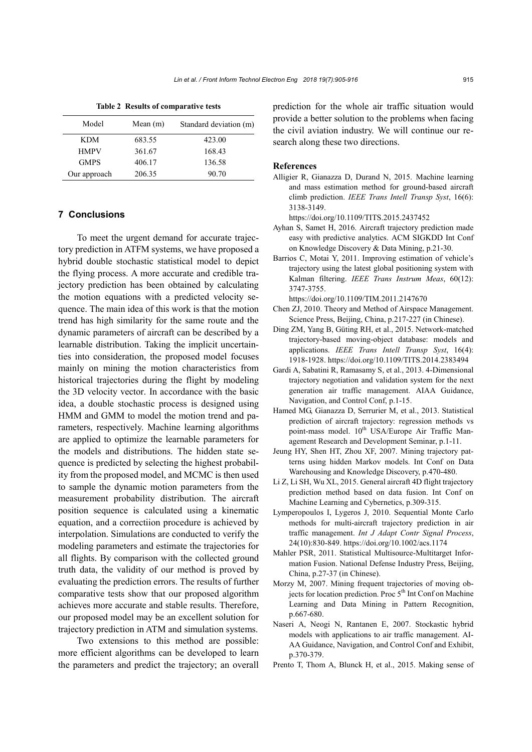Table 2 Results of comparative tests

| Model | Mean (m) | Standard deviation (m) |
|---|---|---|
| KDM | 683.55 | 423.00 |
| HMPV | 361.67 | 168.43 |
| GMPS | 406.17 | 136.58 |
| Our approach | 206.35 | 90.70 |

## 7 Conclusions

To meet the urgent demand for accurate trajectory prediction in ATFM systems, we have proposed a hybrid double stochastic statistical model to depict the flying process. A more accurate and credible trajectory prediction has been obtained by calculating the motion equations with a predicted velocity sequence. The main idea of this work is that the motion trend has high similarity for the same route and the dynamic parameters of aircraft can be described by a learnable distribution. Taking the implicit uncertainties into consideration, the proposed model focuses mainly on mining the motion characteristics from historical trajectories during the flight by modeling the 3D velocity vector. In accordance with the basic idea, a double stochastic process is designed using HMM and GMM to model the motion trend and parameters, respectively. Machine learning algorithms are applied to optimize the learnable parameters for the models and distributions. The hidden state sequence is predicted by selecting the highest probability from the proposed model, and MCMC is then used to sample the dynamic motion parameters from the measurement probability distribution. The aircraft position sequence is calculated using a kinematic equation, and a correctiion procedure is achieved by interpolation. Simulations are conducted to verify the modeling parameters and estimate the trajectories for all flights. By comparison with the collected ground truth data, the validity of our method is proved by evaluating the prediction errors. The results of further comparative tests show that our proposed algorithm achieves more accurate and stable results. Therefore, our proposed model may be an excellent solution for trajectory prediction in ATM and simulation systems.

Two extensions to this method are possible: more efficient algorithms can be developed to learn the parameters and predict the trajectory; an overall prediction for the whole air traffic situation would provide a better solution to the problems when facing the civil aviation industry. We will continue our research along these two directions.

## References

Alligier R, Gianazza D, Durand N, 2015. Machine learning and mass estimation method for ground-based aircraft climb prediction. *IEEE Trans Intell Transp Syst*, 16(6): 3138-3149. https://doi.org/10.1109/TITS.2015.2437452

Ayhan S, Samet H, 2016. Aircraft trajectory prediction made easy with predictive analytics. ACM SIGKDD Int Conf on Knowledge Discovery & Data Mining, p.21-30.

Barrios C, Motai Y, 2011. Improving estimation of vehicle's trajectory using the latest global positioning system with Kalman filtering. *IEEE Trans Instrum Meas*, 60(12): 3747-3755. https://doi.org/10.1109/TIM.2011.2147670

Chen ZJ, 2010. Theory and Method of Airspace Management. Science Press, Beijing, China, p.217-227 (in Chinese).

Ding ZM, Yang B, Güting RH, et al., 2015. Network-matched trajectory-based moving-object database: models and applications. *IEEE Trans Intell Transp Syst*, 16(4): 1918-1928. https://doi.org/10.1109/TITS.2014.2383494

Gardi A, Sabatini R, Ramasamy S, et al., 2013. 4-Dimensional trajectory negotiation and validation system for the next generation air traffic management. AIAA Guidance, Navigation, and Control Conf, p.1-15.

Hamed MG, Gianazza D, Serrurier M, et al., 2013. Statistical prediction of aircraft trajectory: regression methods vs point-mass model. 10th USA/Europe Air Traffic Management Research and Development Seminar, p.1-11.

Jeung HY, Shen HT, Zhou XF, 2007. Mining trajectory patterns using hidden Markov models. Int Conf on Data Warehousing and Knowledge Discovery, p.470-480.

Li Z, Li SH, Wu XL, 2015. General aircraft 4D flight trajectory prediction method based on data fusion. Int Conf on Machine Learning and Cybernetics, p.309-315.

Lymperopoulos I, Lygeros J, 2010. Sequential Monte Carlo methods for multi-aircraft trajectory prediction in air traffic management. *Int J Adapt Contr Signal Process*, 24(10):830-849. https://doi.org/10.1002/acs.1174

Mahler PSR, 2011. Statistical Multisource-Multitarget Information Fusion. National Defense Industry Press, Beijing, China, p.27-37 (in Chinese).

Morzy M, 2007. Mining frequent trajectories of moving objects for location prediction. Proc 5th Int Conf on Machine Learning and Data Mining in Pattern Recognition, p.667-680.

Naseri A, Neogi N, Rantanen E, 2007. Stockastic hybrid models with applications to air traffic management. AIAA Guidance, Navigation, and Control Conf and Exhibit, p.370-379.

Prento T, Thom A, Blunck H, et al., 2015. Making sense of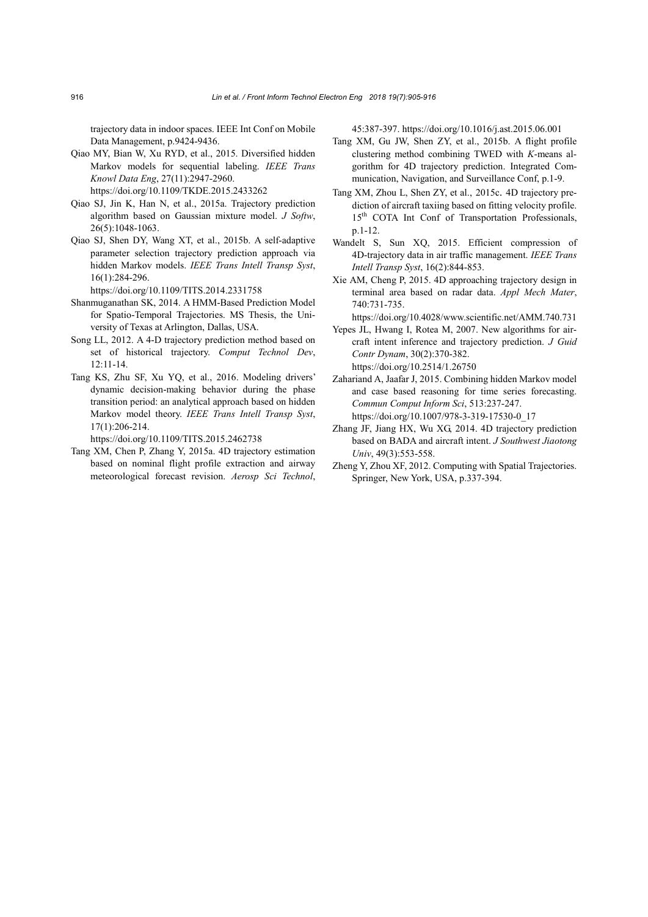trajectory data in indoor spaces. IEEE Int Conf on Mobile Data Management, p.9424-9436.

Qiao MY, Bian W, Xu RYD, et al., 2015. Diversified hidden Markov models for sequential labeling. *IEEE Trans Knowl Data Eng*, 27(11):2947-2960. https://doi.org/10.1109/TKDE.2015.2433262

Qiao SJ, Jin K, Han N, et al., 2015a. Trajectory prediction algorithm based on Gaussian mixture model. *J Softw*, 26(5):1048-1063.

Qiao SJ, Shen DY, Wang XT, et al., 2015b. A self-adaptive parameter selection trajectory prediction approach via hidden Markov models. *IEEE Trans Intell Transp Syst*, 16(1):284-296. https://doi.org/10.1109/TITS.2014.2331758

Shanmuganathan SK, 2014. A HMM-Based Prediction Model for Spatio-Temporal Trajectories. MS Thesis, the University of Texas at Arlington, Dallas, USA.

Song LL, 2012. A 4-D trajectory prediction method based on set of historical trajectory. *Comput Technol Dev*, 12:11-14.

Tang KS, Zhu SF, Xu YQ, et al., 2016. Modeling drivers' dynamic decision-making behavior during the phase transition period: an analytical approach based on hidden Markov model theory. *IEEE Trans Intell Transp Syst*, 17(1):206-214. https://doi.org/10.1109/TITS.2015.2462738

Tang XM, Chen P, Zhang Y, 2015a. 4D trajectory estimation based on nominal flight profile extraction and airway meteorological forecast revision. *Aerosp Sci Technol*, 45:387-397. https://doi.org/10.1016/j.ast.2015.06.001

Tang XM, Gu JW, Shen ZY, et al., 2015b. A flight profile clustering method combining TWED with *K*-means algorithm for 4D trajectory prediction. Integrated Communication, Navigation, and Surveillance Conf, p.1-9.

Tang XM, Zhou L, Shen ZY, et al., 2015c. 4D trajectory prediction of aircraft taxiing based on fitting velocity profile. 15th COTA Int Conf of Transportation Professionals, p.1-12.

Wandelt S, Sun XQ, 2015. Efficient compression of 4D-trajectory data in air traffic management. *IEEE Trans Intell Transp Syst*, 16(2):844-853.

Xie AM, Cheng P, 2015. 4D approaching trajectory design in terminal area based on radar data. *Appl Mech Mater*, 740:731-735. https://doi.org/10.4028/www.scientific.net/AMM.740.731

Yepes JL, Hwang I, Rotea M, 2007. New algorithms for aircraft intent inference and trajectory prediction. *J Guid Contr Dynam*, 30(2):370-382. https://doi.org/10.2514/1.26750

Zahariand A, Jaafar J, 2015. Combining hidden Markov model and case based reasoning for time series forecasting. *Commun Comput Inform Sci*, 513:237-247. https://doi.org/10.1007/978-3-319-17530-0_17

Zhang JF, Jiang HX, Wu XG, 2014. 4D trajectory prediction based on BADA and aircraft intent. *J Southwest Jiaotong Univ*, 49(3):553-558.

Zheng Y, Zhou XF, 2012. Computing with Spatial Trajectories. Springer, New York, USA, p.337-394.